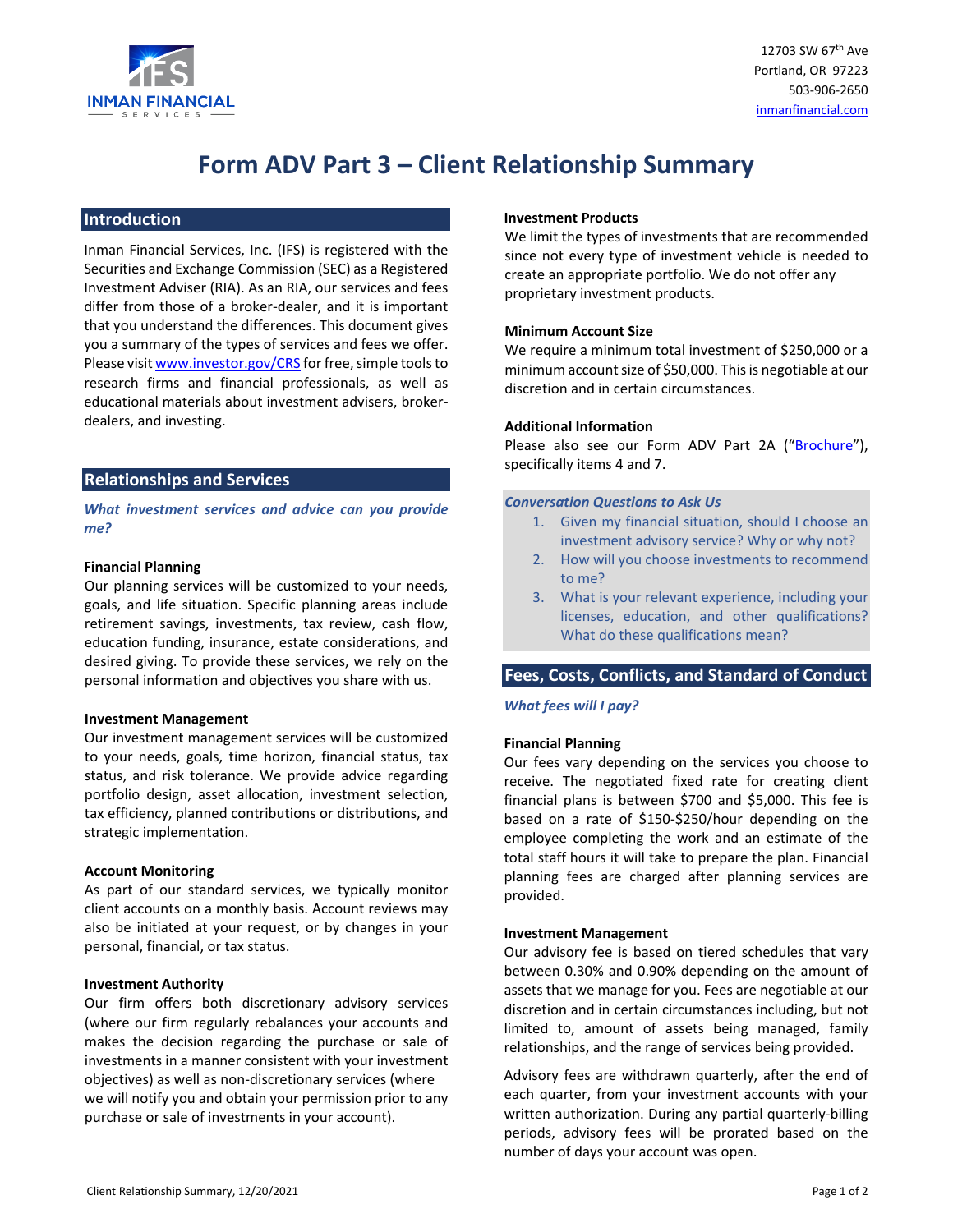INMAN FINANCIAL SERVICES

12703 SW 67th Ave
Portland, OR 97223
503-906-2650
inmanfinancial.com

# Form ADV Part 3 – Client Relationship Summary

## Introduction

Inman Financial Services, Inc. (IFS) is registered with the Securities and Exchange Commission (SEC) as a Registered Investment Adviser (RIA). As an RIA, our services and fees differ from those of a broker-dealer, and it is important that you understand the differences. This document gives you a summary of the types of services and fees we offer. Please visit www.investor.gov/CRS for free, simple tools to research firms and financial professionals, as well as educational materials about investment advisers, broker-dealers, and investing.

## Relationships and Services

***What investment services and advice can you provide me?***

**Financial Planning**
Our planning services will be customized to your needs, goals, and life situation. Specific planning areas include retirement savings, investments, tax review, cash flow, education funding, insurance, estate considerations, and desired giving. To provide these services, we rely on the personal information and objectives you share with us.

**Investment Management**
Our investment management services will be customized to your needs, goals, time horizon, financial status, tax status, and risk tolerance. We provide advice regarding portfolio design, asset allocation, investment selection, tax efficiency, planned contributions or distributions, and strategic implementation.

**Account Monitoring**
As part of our standard services, we typically monitor client accounts on a monthly basis. Account reviews may also be initiated at your request, or by changes in your personal, financial, or tax status.

**Investment Authority**
Our firm offers both discretionary advisory services (where our firm regularly rebalances your accounts and makes the decision regarding the purchase or sale of investments in a manner consistent with your investment objectives) as well as non-discretionary services (where we will notify you and obtain your permission prior to any purchase or sale of investments in your account).

**Investment Products**
We limit the types of investments that are recommended since not every type of investment vehicle is needed to create an appropriate portfolio. We do not offer any proprietary investment products.

**Minimum Account Size**
We require a minimum total investment of $250,000 or a minimum account size of $50,000. This is negotiable at our discretion and in certain circumstances.

**Additional Information**
Please also see our Form ADV Part 2A ("Brochure"), specifically items 4 and 7.

***Conversation Questions to Ask Us***

1. Given my financial situation, should I choose an investment advisory service? Why or why not?
2. How will you choose investments to recommend to me?
3. What is your relevant experience, including your licenses, education, and other qualifications? What do these qualifications mean?

## Fees, Costs, Conflicts, and Standard of Conduct

***What fees will I pay?***

**Financial Planning**
Our fees vary depending on the services you choose to receive. The negotiated fixed rate for creating client financial plans is between $700 and $5,000. This fee is based on a rate of $150-$250/hour depending on the employee completing the work and an estimate of the total staff hours it will take to prepare the plan. Financial planning fees are charged after planning services are provided.

**Investment Management**
Our advisory fee is based on tiered schedules that vary between 0.30% and 0.90% depending on the amount of assets that we manage for you. Fees are negotiable at our discretion and in certain circumstances including, but not limited to, amount of assets being managed, family relationships, and the range of services being provided.

Advisory fees are withdrawn quarterly, after the end of each quarter, from your investment accounts with your written authorization. During any partial quarterly-billing periods, advisory fees will be prorated based on the number of days your account was open.

Client Relationship Summary, 12/20/2021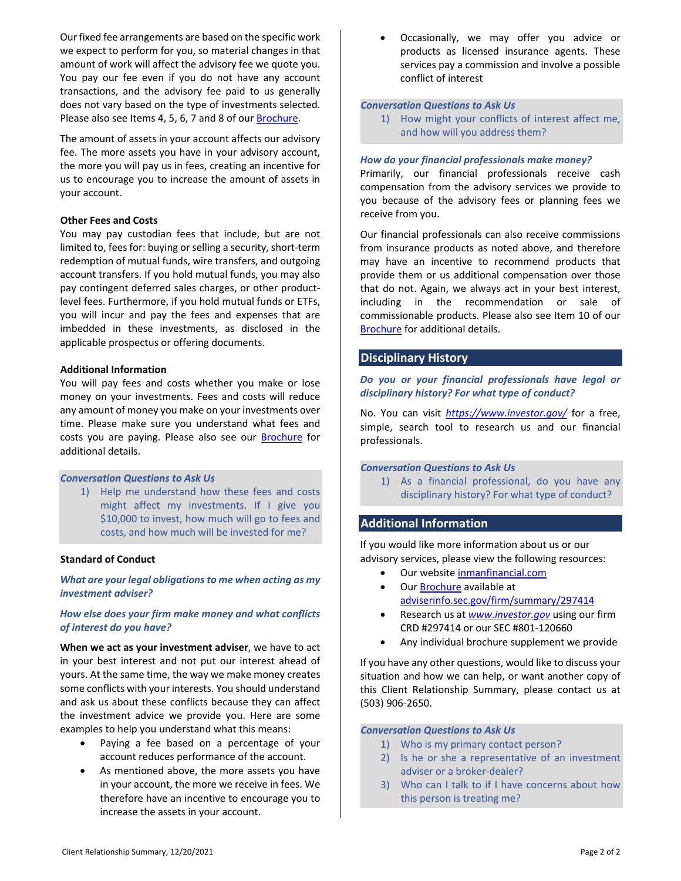Our fixed fee arrangements are based on the specific work we expect to perform for you, so material changes in that amount of work will affect the advisory fee we quote you. You pay our fee even if you do not have any account transactions, and the advisory fee paid to us generally does not vary based on the type of investments selected. Please also see Items 4, 5, 6, 7 and 8 of our Brochure.

The amount of assets in your account affects our advisory fee. The more assets you have in your advisory account, the more you will pay us in fees, creating an incentive for us to encourage you to increase the amount of assets in your account.

**Other Fees and Costs**

You may pay custodian fees that include, but are not limited to, fees for: buying or selling a security, short-term redemption of mutual funds, wire transfers, and outgoing account transfers. If you hold mutual funds, you may also pay contingent deferred sales charges, or other product-level fees. Furthermore, if you hold mutual funds or ETFs, you will incur and pay the fees and expenses that are imbedded in these investments, as disclosed in the applicable prospectus or offering documents.

**Additional Information**

You will pay fees and costs whether you make or lose money on your investments. Fees and costs will reduce any amount of money you make on your investments over time. Please make sure you understand what fees and costs you are paying. Please also see our Brochure for additional details.

***Conversation Questions to Ask Us***

1) Help me understand how these fees and costs might affect my investments. If I give you $10,000 to invest, how much will go to fees and costs, and how much will be invested for me?

**Standard of Conduct**

***What are your legal obligations to me when acting as my investment adviser?***

***How else does your firm make money and what conflicts of interest do you have?***

**When we act as your investment adviser**, we have to act in your best interest and not put our interest ahead of yours. At the same time, the way we make money creates some conflicts with your interests. You should understand and ask us about these conflicts because they can affect the investment advice we provide you. Here are some examples to help you understand what this means:

- Paying a fee based on a percentage of your account reduces performance of the account.
- As mentioned above, the more assets you have in your account, the more we receive in fees. We therefore have an incentive to encourage you to increase the assets in your account.
- Occasionally, we may offer you advice or products as licensed insurance agents. These services pay a commission and involve a possible conflict of interest

***Conversation Questions to Ask Us***

1) How might your conflicts of interest affect me, and how will you address them?

***How do your financial professionals make money?***

Primarily, our financial professionals receive cash compensation from the advisory services we provide to you because of the advisory fees or planning fees we receive from you.

Our financial professionals can also receive commissions from insurance products as noted above, and therefore may have an incentive to recommend products that provide them or us additional compensation over those that do not. Again, we always act in your best interest, including in the recommendation or sale of commissionable products. Please also see Item 10 of our Brochure for additional details.

## Disciplinary History

***Do you or your financial professionals have legal or disciplinary history? For what type of conduct?***

No. You can visit *https://www.investor.gov/* for a free, simple, search tool to research us and our financial professionals.

***Conversation Questions to Ask Us***

1) As a financial professional, do you have any disciplinary history? For what type of conduct?

## Additional Information

If you would like more information about us or our advisory services, please view the following resources:

- Our website inmanfinancial.com
- Our Brochure available at adviserinfo.sec.gov/firm/summary/297414
- Research us at *www.investor.gov* using our firm CRD #297414 or our SEC #801-120660
- Any individual brochure supplement we provide

If you have any other questions, would like to discuss your situation and how we can help, or want another copy of this Client Relationship Summary, please contact us at (503) 906-2650.

***Conversation Questions to Ask Us***

1) Who is my primary contact person?
2) Is he or she a representative of an investment adviser or a broker-dealer?
3) Who can I talk to if I have concerns about how this person is treating me?

Client Relationship Summary, 12/20/2021